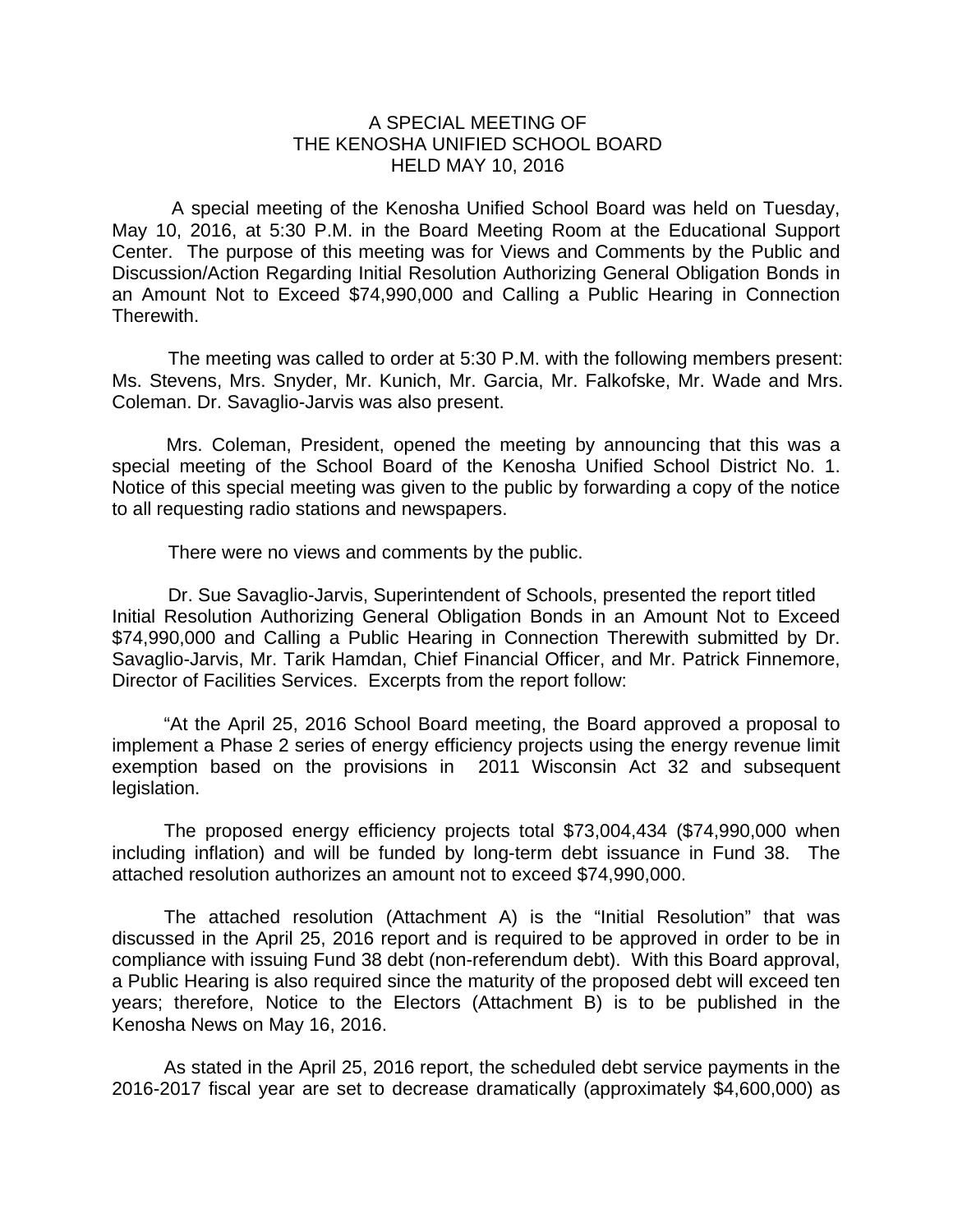# A SPECIAL MEETING OF THE KENOSHA UNIFIED SCHOOL BOARD HELD MAY 10, 2016

A special meeting of the Kenosha Unified School Board was held on Tuesday, May 10, 2016, at 5:30 P.M. in the Board Meeting Room at the Educational Support Center. The purpose of this meeting was for Views and Comments by the Public and Discussion/Action Regarding Initial Resolution Authorizing General Obligation Bonds in an Amount Not to Exceed $74,990,000 and Calling a Public Hearing in Connection Therewith.

The meeting was called to order at 5:30 P.M. with the following members present: Ms. Stevens, Mrs. Snyder, Mr. Kunich, Mr. Garcia, Mr. Falkofske, Mr. Wade and Mrs. Coleman. Dr. Savaglio-Jarvis was also present.

Mrs. Coleman, President, opened the meeting by announcing that this was a special meeting of the School Board of the Kenosha Unified School District No. 1. Notice of this special meeting was given to the public by forwarding a copy of the notice to all requesting radio stations and newspapers.

There were no views and comments by the public.

Dr. Sue Savaglio-Jarvis, Superintendent of Schools, presented the report titled Initial Resolution Authorizing General Obligation Bonds in an Amount Not to Exceed $74,990,000 and Calling a Public Hearing in Connection Therewith submitted by Dr. Savaglio-Jarvis, Mr. Tarik Hamdan, Chief Financial Officer, and Mr. Patrick Finnemore, Director of Facilities Services. Excerpts from the report follow:

"At the April 25, 2016 School Board meeting, the Board approved a proposal to implement a Phase 2 series of energy efficiency projects using the energy revenue limit exemption based on the provisions in 2011 Wisconsin Act 32 and subsequent legislation.

The proposed energy efficiency projects total $73,004,434 ($74,990,000 when including inflation) and will be funded by long-term debt issuance in Fund 38. The attached resolution authorizes an amount not to exceed $74,990,000.

The attached resolution (Attachment A) is the "Initial Resolution" that was discussed in the April 25, 2016 report and is required to be approved in order to be in compliance with issuing Fund 38 debt (non-referendum debt). With this Board approval, a Public Hearing is also required since the maturity of the proposed debt will exceed ten years; therefore, Notice to the Electors (Attachment B) is to be published in the Kenosha News on May 16, 2016.

As stated in the April 25, 2016 report, the scheduled debt service payments in the 2016-2017 fiscal year are set to decrease dramatically (approximately $4,600,000) as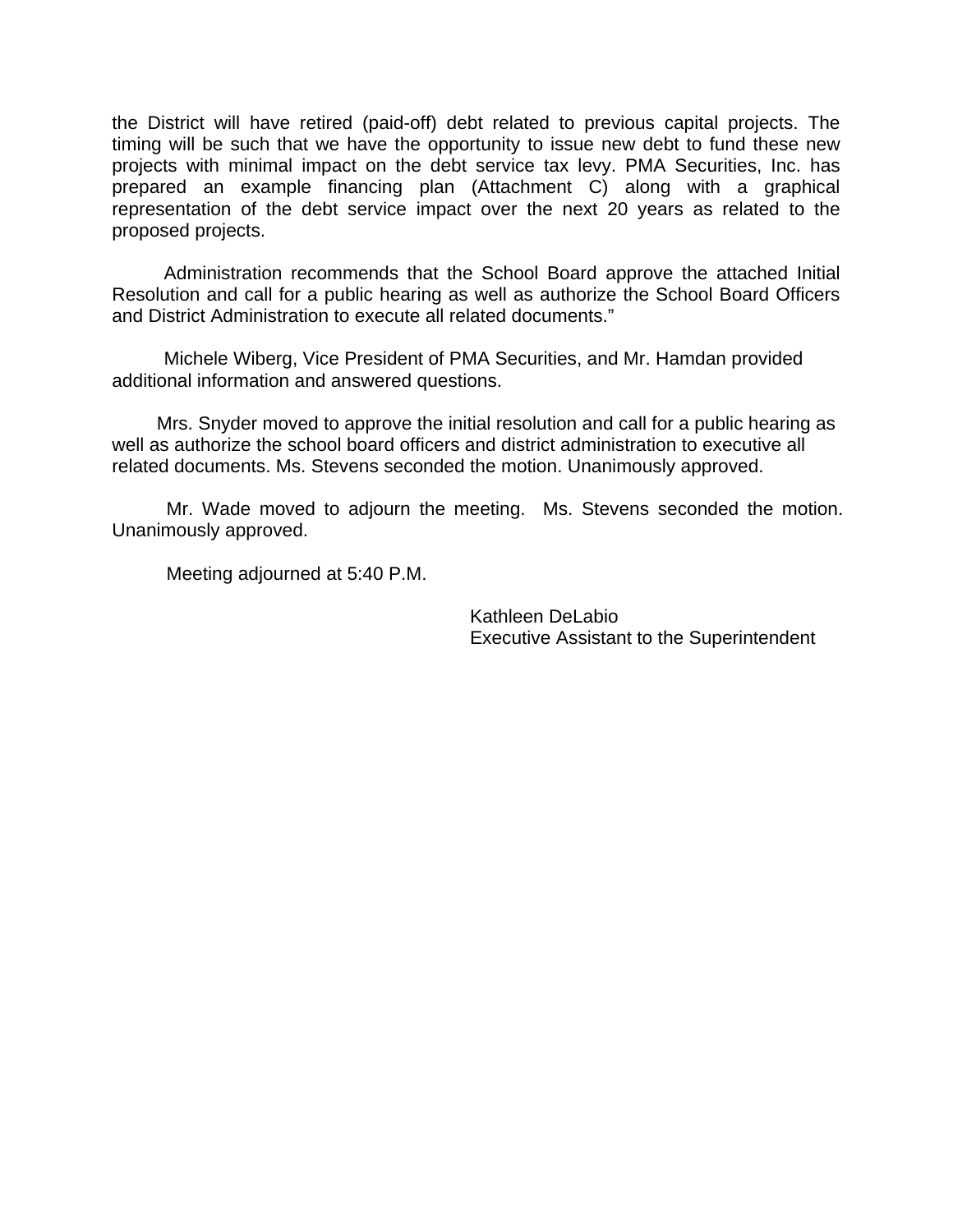the District will have retired (paid-off) debt related to previous capital projects. The timing will be such that we have the opportunity to issue new debt to fund these new projects with minimal impact on the debt service tax levy. PMA Securities, Inc. has prepared an example financing plan (Attachment C) along with a graphical representation of the debt service impact over the next 20 years as related to the proposed projects.

Administration recommends that the School Board approve the attached Initial Resolution and call for a public hearing as well as authorize the School Board Officers and District Administration to execute all related documents."

Michele Wiberg, Vice President of PMA Securities, and Mr. Hamdan provided additional information and answered questions.

Mrs. Snyder moved to approve the initial resolution and call for a public hearing as well as authorize the school board officers and district administration to executive all related documents. Ms. Stevens seconded the motion. Unanimously approved.

Mr. Wade moved to adjourn the meeting. Ms. Stevens seconded the motion. Unanimously approved.

Meeting adjourned at 5:40 P.M.

Kathleen DeLabio
Executive Assistant to the Superintendent